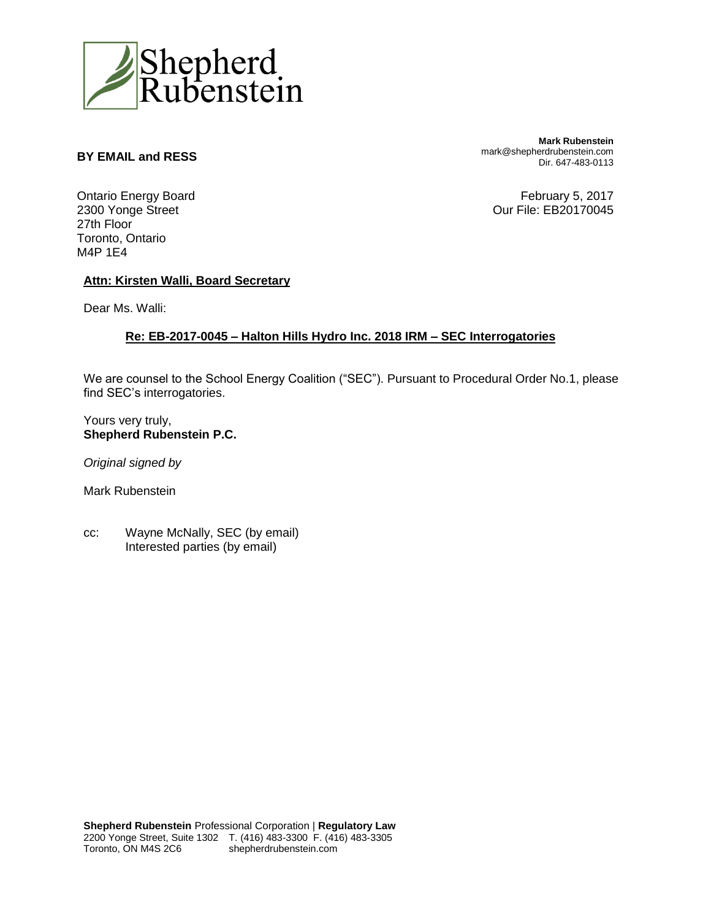Shepherd
Rubenstein

**BY EMAIL and RESS**

**Mark Rubenstein**
mark@shepherdrubenstein.com
Dir. 647-483-0113

Ontario Energy Board
2300 Yonge Street
27th Floor
Toronto, Ontario
M4P 1E4

February 5, 2017
Our File: EB20170045

**Attn: Kirsten Walli, Board Secretary**

Dear Ms. Walli:

**Re: EB-2017-0045 – Halton Hills Hydro Inc. 2018 IRM – SEC Interrogatories**

We are counsel to the School Energy Coalition ("SEC"). Pursuant to Procedural Order No.1, please find SEC's interrogatories.

Yours very truly,
**Shepherd Rubenstein P.C.**

*Original signed by*

Mark Rubenstein

cc: Wayne McNally, SEC (by email)
Interested parties (by email)

**Shepherd Rubenstein** Professional Corporation | **Regulatory Law**
2200 Yonge Street, Suite 1302 T. (416) 483-3300 F. (416) 483-3305
Toronto, ON M4S 2C6 shepherdrubenstein.com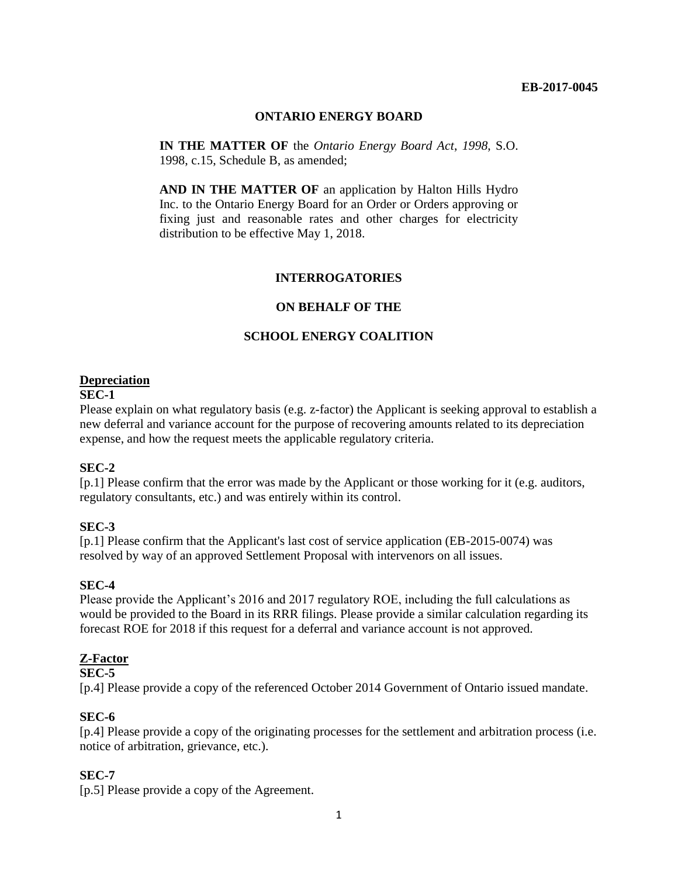EB-2017-0045

**ONTARIO ENERGY BOARD**

**IN THE MATTER OF** the *Ontario Energy Board Act, 1998*, S.O. 1998, c.15, Schedule B, as amended;

**AND IN THE MATTER OF** an application by Halton Hills Hydro Inc. to the Ontario Energy Board for an Order or Orders approving or fixing just and reasonable rates and other charges for electricity distribution to be effective May 1, 2018.

**INTERROGATORIES**

**ON BEHALF OF THE**

**SCHOOL ENERGY COALITION**

## Depreciation

**SEC-1**

Please explain on what regulatory basis (e.g. z-factor) the Applicant is seeking approval to establish a new deferral and variance account for the purpose of recovering amounts related to its depreciation expense, and how the request meets the applicable regulatory criteria.

**SEC-2**

[p.1] Please confirm that the error was made by the Applicant or those working for it (e.g. auditors, regulatory consultants, etc.) and was entirely within its control.

**SEC-3**

[p.1] Please confirm that the Applicant's last cost of service application (EB-2015-0074) was resolved by way of an approved Settlement Proposal with intervenors on all issues.

**SEC-4**

Please provide the Applicant's 2016 and 2017 regulatory ROE, including the full calculations as would be provided to the Board in its RRR filings. Please provide a similar calculation regarding its forecast ROE for 2018 if this request for a deferral and variance account is not approved.

## Z-Factor

**SEC-5**

[p.4] Please provide a copy of the referenced October 2014 Government of Ontario issued mandate.

**SEC-6**

[p.4] Please provide a copy of the originating processes for the settlement and arbitration process (i.e. notice of arbitration, grievance, etc.).

**SEC-7**

[p.5] Please provide a copy of the Agreement.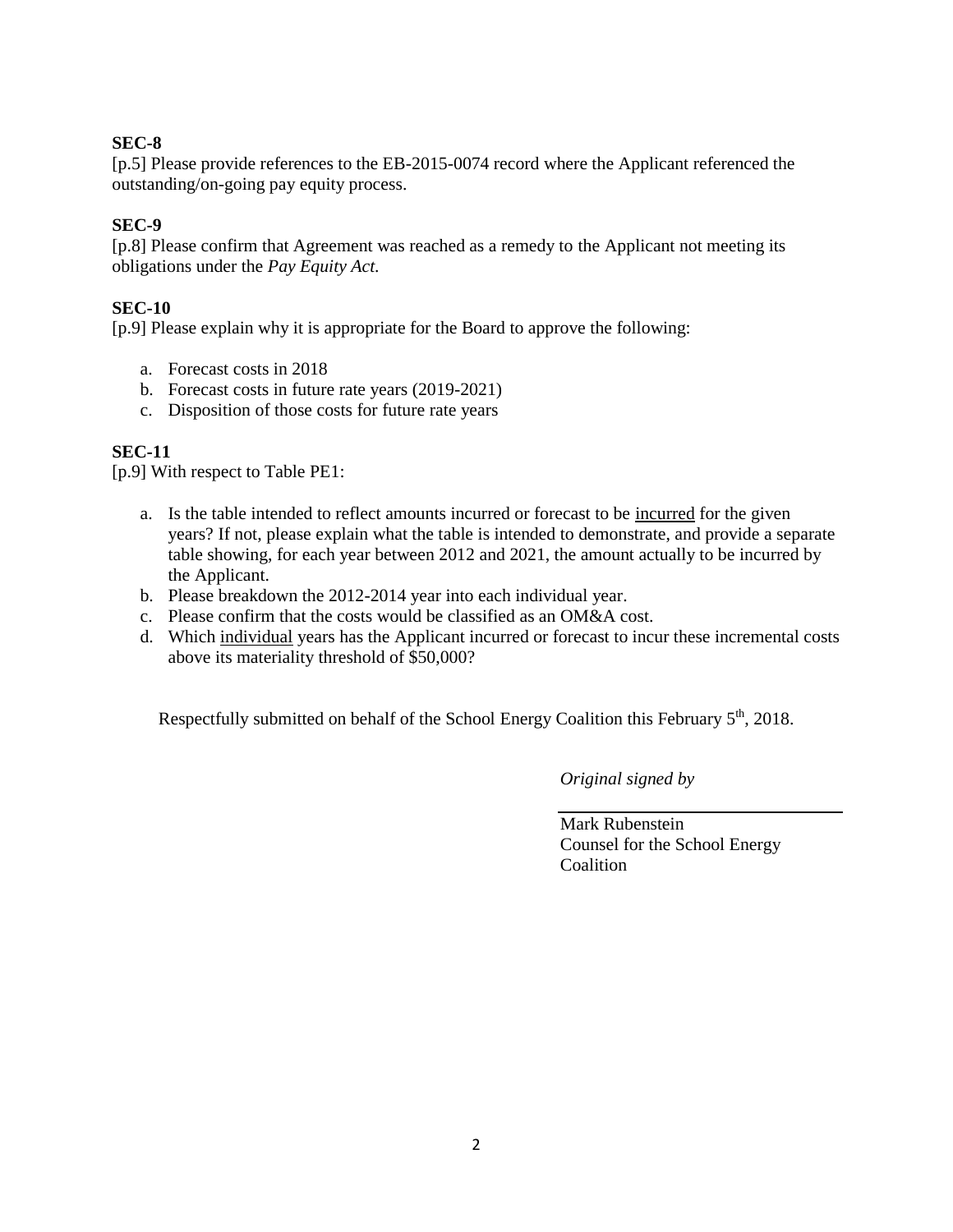**SEC-8**

[p.5] Please provide references to the EB-2015-0074 record where the Applicant referenced the outstanding/on-going pay equity process.

**SEC-9**

[p.8] Please confirm that Agreement was reached as a remedy to the Applicant not meeting its obligations under the *Pay Equity Act.*

**SEC-10**

[p.9] Please explain why it is appropriate for the Board to approve the following:

a. Forecast costs in 2018
b. Forecast costs in future rate years (2019-2021)
c. Disposition of those costs for future rate years

**SEC-11**

[p.9] With respect to Table PE1:

a. Is the table intended to reflect amounts incurred or forecast to be <u>incurred</u> for the given years? If not, please explain what the table is intended to demonstrate, and provide a separate table showing, for each year between 2012 and 2021, the amount actually to be incurred by the Applicant.
b. Please breakdown the 2012-2014 year into each individual year.
c. Please confirm that the costs would be classified as an OM&A cost.
d. Which <u>individual</u> years has the Applicant incurred or forecast to incur these incremental costs above its materiality threshold of $50,000?

Respectfully submitted on behalf of the School Energy Coalition this February 5th, 2018.

*Original signed by*

Mark Rubenstein
Counsel for the School Energy Coalition